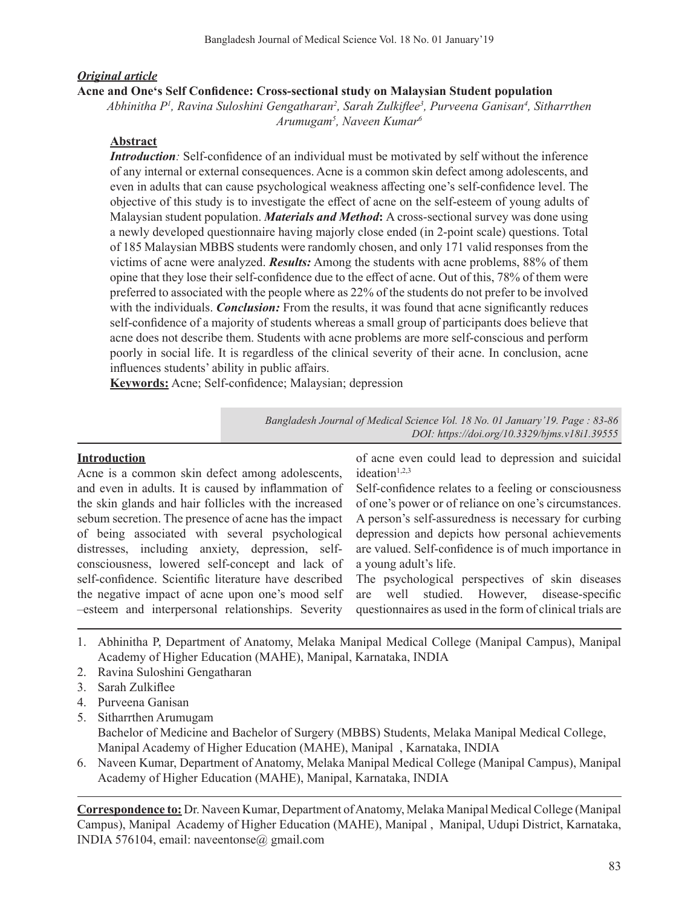***Original article***

**Acne and One's Self Confidence: Cross-sectional study on Malaysian Student population**

*Abhinitha P[1], Ravina Suloshini Gengatharan[2], Sarah Zulkiflee[3], Purveena Ganisan[4], Sitharrthen Arumugam[5], Naveen Kumar[6]*

## Abstract

***Introduction**:* Self-confidence of an individual must be motivated by self without the inference of any internal or external consequences. Acne is a common skin defect among adolescents, and even in adults that can cause psychological weakness affecting one's self-confidence level. The objective of this study is to investigate the effect of acne on the self-esteem of young adults of Malaysian student population. ***Materials and Method*:** A cross-sectional survey was done using a newly developed questionnaire having majorly close ended (in 2-point scale) questions. Total of 185 Malaysian MBBS students were randomly chosen, and only 171 valid responses from the victims of acne were analyzed. ***Results:*** Among the students with acne problems, 88% of them opine that they lose their self-confidence due to the effect of acne. Out of this, 78% of them were preferred to associated with the people where as 22% of the students do not prefer to be involved with the individuals. ***Conclusion:*** From the results, it was found that acne significantly reduces self-confidence of a majority of students whereas a small group of participants does believe that acne does not describe them. Students with acne problems are more self-conscious and perform poorly in social life. It is regardless of the clinical severity of their acne. In conclusion, acne influences students' ability in public affairs.

**Keywords:** Acne; Self-confidence; Malaysian; depression

*DOI: https://doi.org/10.3329/bjms.v18i1.39555*

## Introduction

Acne is a common skin defect among adolescents, and even in adults. It is caused by inflammation of the skin glands and hair follicles with the increased sebum secretion. The presence of acne has the impact of being associated with several psychological distresses, including anxiety, depression, self-consciousness, lowered self-concept and lack of self-confidence. Scientific literature have described the negative impact of acne upon one's mood self –esteem and interpersonal relationships. Severity of acne even could lead to depression and suicidal ideation[1,2,3]

Self-confidence relates to a feeling or consciousness of one's power or of reliance on one's circumstances. A person's self-assuredness is necessary for curbing depression and depicts how personal achievements are valued. Self-confidence is of much importance in a young adult's life.

The psychological perspectives of skin diseases are well studied. However, disease-specific questionnaires as used in the form of clinical trials are

1. Abhinitha P, Department of Anatomy, Melaka Manipal Medical College (Manipal Campus), Manipal Academy of Higher Education (MAHE), Manipal, Karnataka, INDIA
2. Ravina Suloshini Gengatharan
3. Sarah Zulkiflee
4. Purveena Ganisan
5. Sitharrthen Arumugam
   Bachelor of Medicine and Bachelor of Surgery (MBBS) Students, Melaka Manipal Medical College, Manipal Academy of Higher Education (MAHE), Manipal , Karnataka, INDIA
6. Naveen Kumar, Department of Anatomy, Melaka Manipal Medical College (Manipal Campus), Manipal Academy of Higher Education (MAHE), Manipal, Karnataka, INDIA

**Correspondence to:** Dr. Naveen Kumar, Department of Anatomy, Melaka Manipal Medical College (Manipal Campus), Manipal Academy of Higher Education (MAHE), Manipal , Manipal, Udupi District, Karnataka, INDIA 576104, email: naveentonse@ gmail.com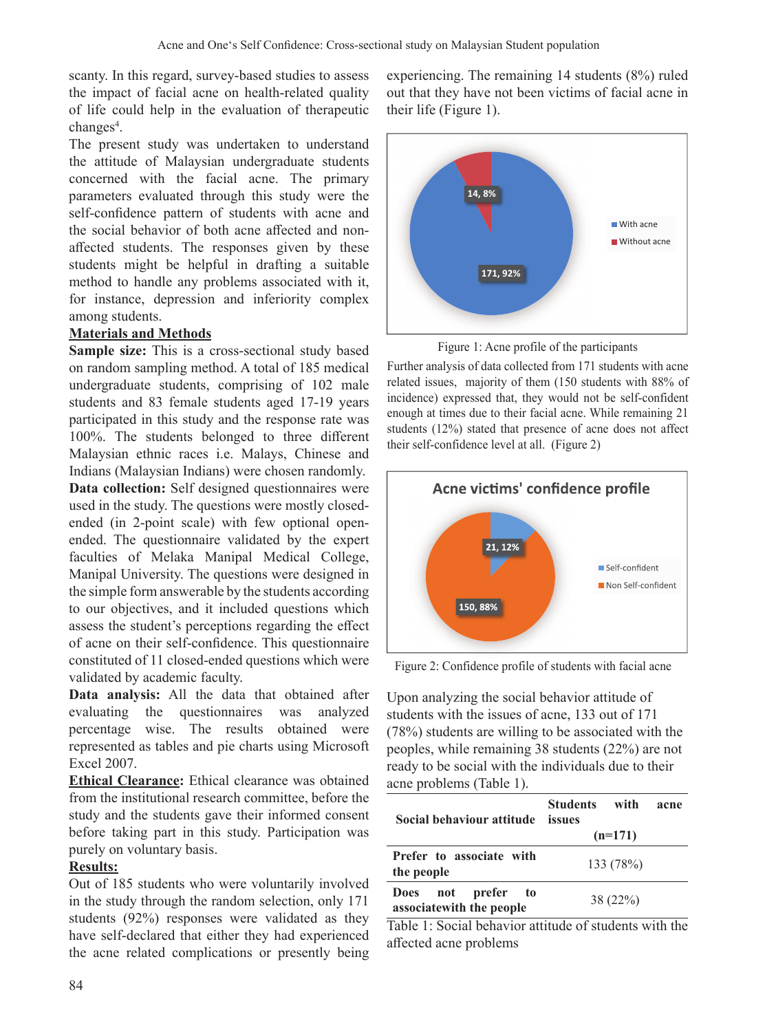scanty. In this regard, survey-based studies to assess the impact of facial acne on health-related quality of life could help in the evaluation of therapeutic changes[4].

The present study was undertaken to understand the attitude of Malaysian undergraduate students concerned with the facial acne. The primary parameters evaluated through this study were the self-confidence pattern of students with acne and the social behavior of both acne affected and non-affected students. The responses given by these students might be helpful in drafting a suitable method to handle any problems associated with it, for instance, depression and inferiority complex among students.

## Materials and Methods

**Sample size:** This is a cross-sectional study based on random sampling method. A total of 185 medical undergraduate students, comprising of 102 male students and 83 female students aged 17-19 years participated in this study and the response rate was 100%. The students belonged to three different Malaysian ethnic races i.e. Malays, Chinese and Indians (Malaysian Indians) were chosen randomly.

**Data collection:** Self designed questionnaires were used in the study. The questions were mostly closed-ended (in 2-point scale) with few optional open-ended. The questionnaire validated by the expert faculties of Melaka Manipal Medical College, Manipal University. The questions were designed in the simple form answerable by the students according to our objectives, and it included questions which assess the student's perceptions regarding the effect of acne on their self-confidence. This questionnaire constituted of 11 closed-ended questions which were validated by academic faculty.

**Data analysis:** All the data that obtained after evaluating the questionnaires was analyzed percentage wise. The results obtained were represented as tables and pie charts using Microsoft Excel 2007.

**Ethical Clearance:** Ethical clearance was obtained from the institutional research committee, before the study and the students gave their informed consent before taking part in this study. Participation was purely on voluntary basis.

## Results:

Out of 185 students who were voluntarily involved in the study through the random selection, only 171 students (92%) responses were validated as they have self-declared that either they had experienced the acne related complications or presently being experiencing. The remaining 14 students (8%) ruled out that they have not been victims of facial acne in their life (Figure 1).

Figure 1: Acne profile of the participants

Further analysis of data collected from 171 students with acne related issues, majority of them (150 students with 88% of incidence) expressed that, they would not be self-confident enough at times due to their facial acne. While remaining 21 students (12%) stated that presence of acne does not affect their self-confidence level at all. (Figure 2)

Figure 2: Confidence profile of students with facial acne

Upon analyzing the social behavior attitude of students with the issues of acne, 133 out of 171 (78%) students are willing to be associated with the peoples, while remaining 38 students (22%) are not ready to be social with the individuals due to their acne problems (Table 1).

| Social behaviour attitude | Students with acne issues (n=171) |
|---|---|
| Prefer to associate with the people | 133 (78%) |
| Does not prefer to associatewith the people | 38 (22%) |

Table 1: Social behavior attitude of students with the affected acne problems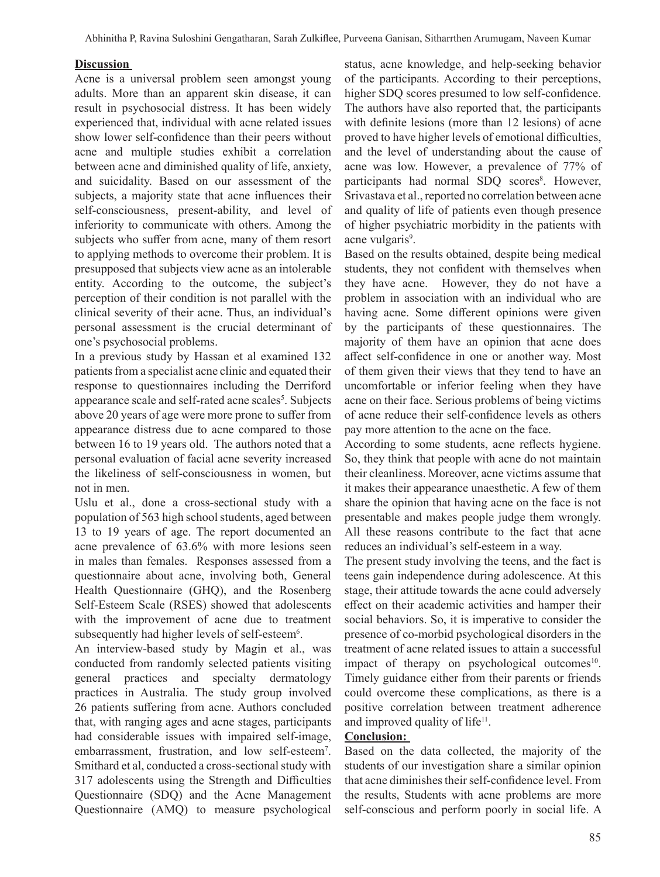## Discussion

Acne is a universal problem seen amongst young adults. More than an apparent skin disease, it can result in psychosocial distress. It has been widely experienced that, individual with acne related issues show lower self-confidence than their peers without acne and multiple studies exhibit a correlation between acne and diminished quality of life, anxiety, and suicidality. Based on our assessment of the subjects, a majority state that acne influences their self-consciousness, present-ability, and level of inferiority to communicate with others. Among the subjects who suffer from acne, many of them resort to applying methods to overcome their problem. It is presupposed that subjects view acne as an intolerable entity. According to the outcome, the subject's perception of their condition is not parallel with the clinical severity of their acne. Thus, an individual's personal assessment is the crucial determinant of one's psychosocial problems.

In a previous study by Hassan et al examined 132 patients from a specialist acne clinic and equated their response to questionnaires including the Derriford appearance scale and self-rated acne scales[5]. Subjects above 20 years of age were more prone to suffer from appearance distress due to acne compared to those between 16 to 19 years old. The authors noted that a personal evaluation of facial acne severity increased the likeliness of self-consciousness in women, but not in men.

Uslu et al., done a cross-sectional study with a population of 563 high school students, aged between 13 to 19 years of age. The report documented an acne prevalence of 63.6% with more lesions seen in males than females. Responses assessed from a questionnaire about acne, involving both, General Health Questionnaire (GHQ), and the Rosenberg Self-Esteem Scale (RSES) showed that adolescents with the improvement of acne due to treatment subsequently had higher levels of self-esteem[6].

An interview-based study by Magin et al., was conducted from randomly selected patients visiting general practices and specialty dermatology practices in Australia. The study group involved 26 patients suffering from acne. Authors concluded that, with ranging ages and acne stages, participants had considerable issues with impaired self-image, embarrassment, frustration, and low self-esteem[7]. Smithard et al, conducted a cross-sectional study with 317 adolescents using the Strength and Difficulties Questionnaire (SDQ) and the Acne Management Questionnaire (AMQ) to measure psychological status, acne knowledge, and help-seeking behavior of the participants. According to their perceptions, higher SDQ scores presumed to low self-confidence. The authors have also reported that, the participants with definite lesions (more than 12 lesions) of acne proved to have higher levels of emotional difficulties, and the level of understanding about the cause of acne was low. However, a prevalence of 77% of participants had normal SDQ scores[8]. However, Srivastava et al., reported no correlation between acne and quality of life of patients even though presence of higher psychiatric morbidity in the patients with acne vulgaris[9].

Based on the results obtained, despite being medical students, they not confident with themselves when they have acne. However, they do not have a problem in association with an individual who are having acne. Some different opinions were given by the participants of these questionnaires. The majority of them have an opinion that acne does affect self-confidence in one or another way. Most of them given their views that they tend to have an uncomfortable or inferior feeling when they have acne on their face. Serious problems of being victims of acne reduce their self-confidence levels as others pay more attention to the acne on the face.

According to some students, acne reflects hygiene. So, they think that people with acne do not maintain their cleanliness. Moreover, acne victims assume that it makes their appearance unaesthetic. A few of them share the opinion that having acne on the face is not presentable and makes people judge them wrongly. All these reasons contribute to the fact that acne reduces an individual's self-esteem in a way.

The present study involving the teens, and the fact is teens gain independence during adolescence. At this stage, their attitude towards the acne could adversely effect on their academic activities and hamper their social behaviors. So, it is imperative to consider the presence of co-morbid psychological disorders in the treatment of acne related issues to attain a successful impact of therapy on psychological outcomes[10]. Timely guidance either from their parents or friends could overcome these complications, as there is a positive correlation between treatment adherence and improved quality of life[11].

## Conclusion:

Based on the data collected, the majority of the students of our investigation share a similar opinion that acne diminishes their self-confidence level. From the results, Students with acne problems are more self-conscious and perform poorly in social life. A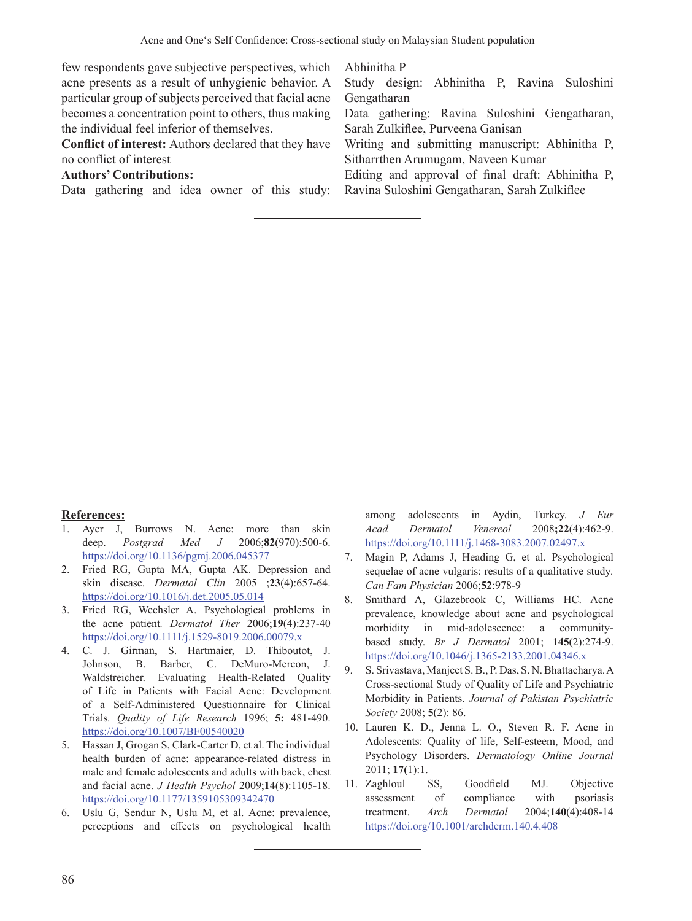few respondents gave subjective perspectives, which acne presents as a result of unhygienic behavior. A particular group of subjects perceived that facial acne becomes a concentration point to others, thus making the individual feel inferior of themselves.

**Conflict of interest:** Authors declared that they have no conflict of interest

**Authors' Contributions:**

Data gathering and idea owner of this study: Abhinitha P

Study design: Abhinitha P, Ravina Suloshini Gengatharan

Data gathering: Ravina Suloshini Gengatharan, Sarah Zulkiflee, Purveena Ganisan

Writing and submitting manuscript: Abhinitha P, Sitharrthen Arumugam, Naveen Kumar

Editing and approval of final draft: Abhinitha P, Ravina Suloshini Gengatharan, Sarah Zulkiflee

## References:

1. Ayer J, Burrows N. Acne: more than skin deep. *Postgrad Med J* 2006;**82**(970):500-6. https://doi.org/10.1136/pgmj.2006.045377
2. Fried RG, Gupta MA, Gupta AK. Depression and skin disease. *Dermatol Clin* 2005 ;**23**(4):657-64. https://doi.org/10.1016/j.det.2005.05.014
3. Fried RG, Wechsler A. Psychological problems in the acne patient. *Dermatol Ther* 2006;**19**(4):237-40 https://doi.org/10.1111/j.1529-8019.2006.00079.x
4. C. J. Girman, S. Hartmaier, D. Thiboutot, J. Johnson, B. Barber, C. DeMuro-Mercon, J. Waldstreicher. Evaluating Health-Related Quality of Life in Patients with Facial Acne: Development of a Self-Administered Questionnaire for Clinical Trials. *Quality of Life Research* 1996; **5:** 481-490. https://doi.org/10.1007/BF00540020
5. Hassan J, Grogan S, Clark-Carter D, et al. The individual health burden of acne: appearance-related distress in male and female adolescents and adults with back, chest and facial acne. *J Health Psychol* 2009;**14**(8):1105-18. https://doi.org/10.1177/1359105309342470
6. Uslu G, Sendur N, Uslu M, et al. Acne: prevalence, perceptions and effects on psychological health among adolescents in Aydin, Turkey. *J Eur Acad Dermatol Venereol* 2008**;22**(4):462-9. https://doi.org/10.1111/j.1468-3083.2007.02497.x
7. Magin P, Adams J, Heading G, et al. Psychological sequelae of acne vulgaris: results of a qualitative study. *Can Fam Physician* 2006;**52**:978-9
8. Smithard A, Glazebrook C, Williams HC. Acne prevalence, knowledge about acne and psychological morbidity in mid-adolescence: a community-based study. *Br J Dermatol* 2001; **145(**2):274-9. https://doi.org/10.1046/j.1365-2133.2001.04346.x
9. S. Srivastava, Manjeet S. B., P. Das, S. N. Bhattacharya. A Cross-sectional Study of Quality of Life and Psychiatric Morbidity in Patients. *Journal of Pakistan Psychiatric Society* 2008; **5**(2): 86.
10. Lauren K. D., Jenna L. O., Steven R. F. Acne in Adolescents: Quality of life, Self-esteem, Mood, and Psychology Disorders. *Dermatology Online Journal* 2011; **17**(1):1.
11. Zaghloul SS, Goodfield MJ. Objective assessment of compliance with psoriasis treatment. *Arch Dermatol* 2004;**140**(4):408-14 https://doi.org/10.1001/archderm.140.4.408